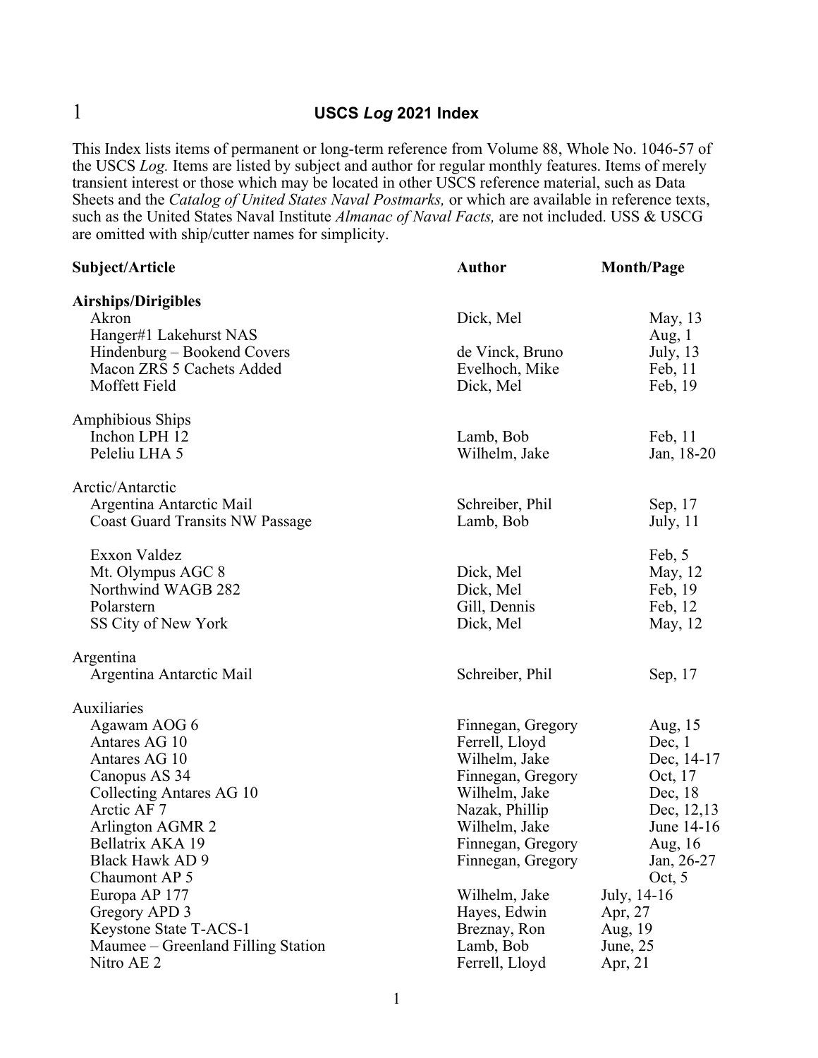# USCS *Log* 2021 Index

This Index lists items of permanent or long-term reference from Volume 88, Whole No. 1046-57 of the USCS *Log.* Items are listed by subject and author for regular monthly features. Items of merely transient interest or those which may be located in other USCS reference material, such as Data Sheets and the *Catalog of United States Naval Postmarks,* or which are available in reference texts, such as the United States Naval Institute *Almanac of Naval Facts,* are not included. USS & USCG are omitted with ship/cutter names for simplicity.

| Subject/Article | Author | Month/Page |
|---|---|---|
| **Airships/Dirigibles** | | |
| Akron | Dick, Mel | May, 13 |
| Hanger#1 Lakehurst NAS | | Aug, 1 |
| Hindenburg – Bookend Covers | de Vinck, Bruno | July, 13 |
| Macon ZRS 5 Cachets Added | Evelhoch, Mike | Feb, 11 |
| Moffett Field | Dick, Mel | Feb, 19 |
| | | |
| Amphibious Ships | | |
| Inchon LPH 12 | Lamb, Bob | Feb, 11 |
| Peleliu LHA 5 | Wilhelm, Jake | Jan, 18-20 |
| | | |
| Arctic/Antarctic | | |
| Argentina Antarctic Mail | Schreiber, Phil | Sep, 17 |
| Coast Guard Transits NW Passage | Lamb, Bob | July, 11 |
| | | |
| Exxon Valdez | | Feb, 5 |
| Mt. Olympus AGC 8 | Dick, Mel | May, 12 |
| Northwind WAGB 282 | Dick, Mel | Feb, 19 |
| Polarstern | Gill, Dennis | Feb, 12 |
| SS City of New York | Dick, Mel | May, 12 |
| | | |
| Argentina | | |
| Argentina Antarctic Mail | Schreiber, Phil | Sep, 17 |
| | | |
| Auxiliaries | | |
| Agawam AOG 6 | Finnegan, Gregory | Aug, 15 |
| Antares AG 10 | Ferrell, Lloyd | Dec, 1 |
| Antares AG 10 | Wilhelm, Jake | Dec, 14-17 |
| Canopus AS 34 | Finnegan, Gregory | Oct, 17 |
| Collecting Antares AG 10 | Wilhelm, Jake | Dec, 18 |
| Arctic AF 7 | Nazak, Phillip | Dec, 12,13 |
| Arlington AGMR 2 | Wilhelm, Jake | June 14-16 |
| Bellatrix AKA 19 | Finnegan, Gregory | Aug, 16 |
| Black Hawk AD 9 | Finnegan, Gregory | Jan, 26-27 |
| Chaumont AP 5 | | Oct, 5 |
| Europa AP 177 | Wilhelm, Jake | July, 14-16 |
| Gregory APD 3 | Hayes, Edwin | Apr, 27 |
| Keystone State T-ACS-1 | Breznay, Ron | Aug, 19 |
| Maumee – Greenland Filling Station | Lamb, Bob | June, 25 |
| Nitro AE 2 | Ferrell, Lloyd | Apr, 21 |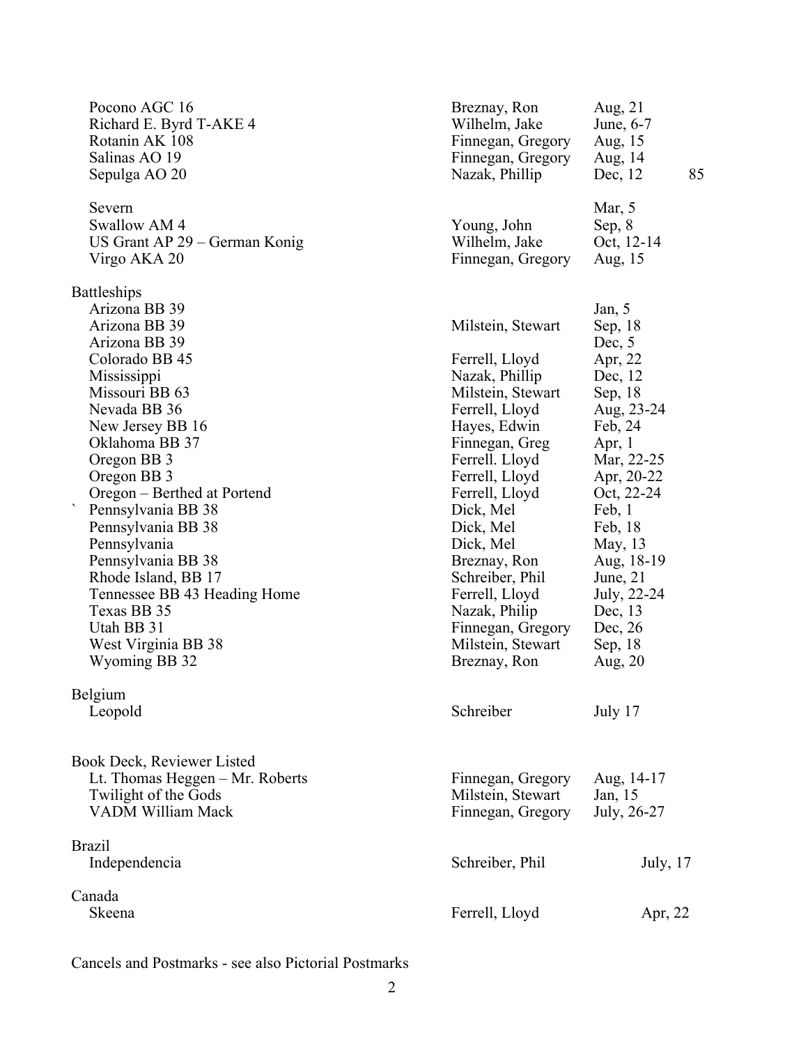| | | | |
|---|---|---|---|
| Pocono AGC 16 | Breznay, Ron | Aug, 21 | |
| Richard E. Byrd T-AKE 4 | Wilhelm, Jake | June, 6-7 | |
| Rotanin AK 108 | Finnegan, Gregory | Aug, 15 | |
| Salinas AO 19 | Finnegan, Gregory | Aug, 14 | |
| Sepulga AO 20 | Nazak, Phillip | Dec, 12 | 85 |
| Severn | | Mar, 5 | |
| Swallow AM 4 | Young, John | Sep, 8 | |
| US Grant AP 29 – German Konig | Wilhelm, Jake | Oct, 12-14 | |
| Virgo AKA 20 | Finnegan, Gregory | Aug, 15 | |
| **Battleships** | | | |
| Arizona BB 39 | | Jan, 5 | |
| Arizona BB 39 | Milstein, Stewart | Sep, 18 | |
| Arizona BB 39 | | Dec, 5 | |
| Colorado BB 45 | Ferrell, Lloyd | Apr, 22 | |
| Mississippi | Nazak, Phillip | Dec, 12 | |
| Missouri BB 63 | Milstein, Stewart | Sep, 18 | |
| Nevada BB 36 | Ferrell, Lloyd | Aug, 23-24 | |
| New Jersey BB 16 | Hayes, Edwin | Feb, 24 | |
| Oklahoma BB 37 | Finnegan, Greg | Apr, 1 | |
| Oregon BB 3 | Ferrell. Lloyd | Mar, 22-25 | |
| Oregon BB 3 | Ferrell, Lloyd | Apr, 20-22 | |
| Oregon – Berthed at Portend | Ferrell, Lloyd | Oct, 22-24 | |
| ` Pennsylvania BB 38 | Dick, Mel | Feb, 1 | |
| Pennsylvania BB 38 | Dick, Mel | Feb, 18 | |
| Pennsylvania | Dick, Mel | May, 13 | |
| Pennsylvania BB 38 | Breznay, Ron | Aug, 18-19 | |
| Rhode Island, BB 17 | Schreiber, Phil | June, 21 | |
| Tennessee BB 43 Heading Home | Ferrell, Lloyd | July, 22-24 | |
| Texas BB 35 | Nazak, Philip | Dec, 13 | |
| Utah BB 31 | Finnegan, Gregory | Dec, 26 | |
| West Virginia BB 38 | Milstein, Stewart | Sep, 18 | |
| Wyoming BB 32 | Breznay, Ron | Aug, 20 | |
| **Belgium** | | | |
| Leopold | Schreiber | July 17 | |
| **Book Deck, Reviewer Listed** | | | |
| Lt. Thomas Heggen – Mr. Roberts | Finnegan, Gregory | Aug, 14-17 | |
| Twilight of the Gods | Milstein, Stewart | Jan, 15 | |
| VADM William Mack | Finnegan, Gregory | July, 26-27 | |
| **Brazil** | | | |
| Independencia | Schreiber, Phil | July, 17 | |
| **Canada** | | | |
| Skeena | Ferrell, Lloyd | Apr, 22 | |

Cancels and Postmarks - see also Pictorial Postmarks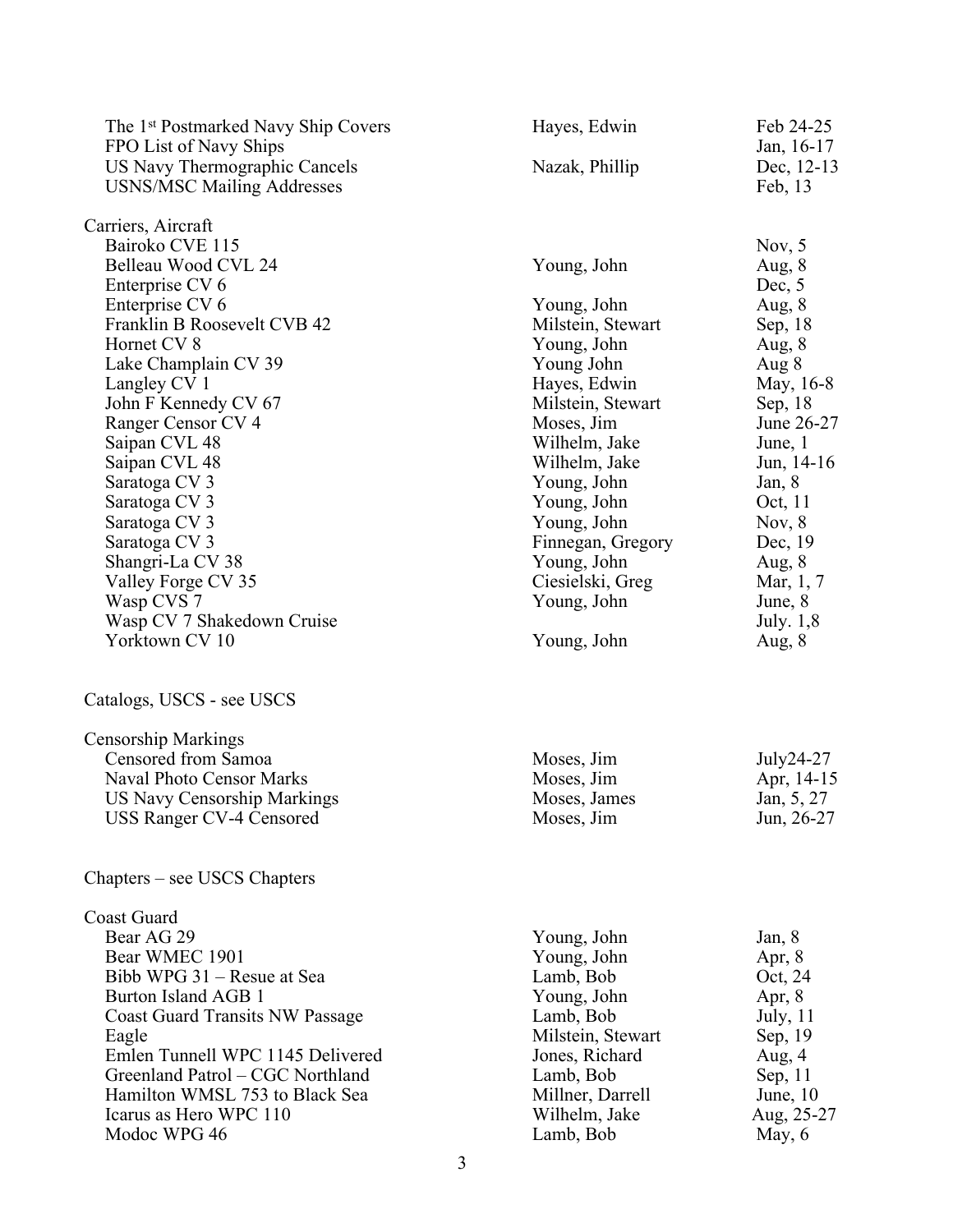| | | |
|---|---|---|
| The 1st Postmarked Navy Ship Covers | Hayes, Edwin | Feb 24-25 |
| FPO List of Navy Ships | | Jan, 16-17 |
| US Navy Thermographic Cancels | Nazak, Phillip | Dec, 12-13 |
| USNS/MSC Mailing Addresses | | Feb, 13 |
| | | |
| **Carriers, Aircraft** | | |
| Bairoko CVE 115 | | Nov, 5 |
| Belleau Wood CVL 24 | Young, John | Aug, 8 |
| Enterprise CV 6 | | Dec, 5 |
| Enterprise CV 6 | Young, John | Aug, 8 |
| Franklin B Roosevelt CVB 42 | Milstein, Stewart | Sep, 18 |
| Hornet CV 8 | Young, John | Aug, 8 |
| Lake Champlain CV 39 | Young John | Aug 8 |
| Langley CV 1 | Hayes, Edwin | May, 16-8 |
| John F Kennedy CV 67 | Milstein, Stewart | Sep, 18 |
| Ranger Censor CV 4 | Moses, Jim | June 26-27 |
| Saipan CVL 48 | Wilhelm, Jake | June, 1 |
| Saipan CVL 48 | Wilhelm, Jake | Jun, 14-16 |
| Saratoga CV 3 | Young, John | Jan, 8 |
| Saratoga CV 3 | Young, John | Oct, 11 |
| Saratoga CV 3 | Young, John | Nov, 8 |
| Saratoga CV 3 | Finnegan, Gregory | Dec, 19 |
| Shangri-La CV 38 | Young, John | Aug, 8 |
| Valley Forge CV 35 | Ciesielski, Greg | Mar, 1, 7 |
| Wasp CVS 7 | Young, John | June, 8 |
| Wasp CV 7 Shakedown Cruise | | July. 1,8 |
| Yorktown CV 10 | Young, John | Aug, 8 |
| | | |
| **Catalogs, USCS - see USCS** | | |
| | | |
| **Censorship Markings** | | |
| Censored from Samoa | Moses, Jim | July24-27 |
| Naval Photo Censor Marks | Moses, Jim | Apr, 14-15 |
| US Navy Censorship Markings | Moses, James | Jan, 5, 27 |
| USS Ranger CV-4 Censored | Moses, Jim | Jun, 26-27 |
| | | |
| **Chapters – see USCS Chapters** | | |
| | | |
| **Coast Guard** | | |
| Bear AG 29 | Young, John | Jan, 8 |
| Bear WMEC 1901 | Young, John | Apr, 8 |
| Bibb WPG 31 – Resue at Sea | Lamb, Bob | Oct, 24 |
| Burton Island AGB 1 | Young, John | Apr, 8 |
| Coast Guard Transits NW Passage | Lamb, Bob | July, 11 |
| Eagle | Milstein, Stewart | Sep, 19 |
| Emlen Tunnell WPC 1145 Delivered | Jones, Richard | Aug, 4 |
| Greenland Patrol – CGC Northland | Lamb, Bob | Sep, 11 |
| Hamilton WMSL 753 to Black Sea | Millner, Darrell | June, 10 |
| Icarus as Hero WPC 110 | Wilhelm, Jake | Aug, 25-27 |
| Modoc WPG 46 | Lamb, Bob | May, 6 |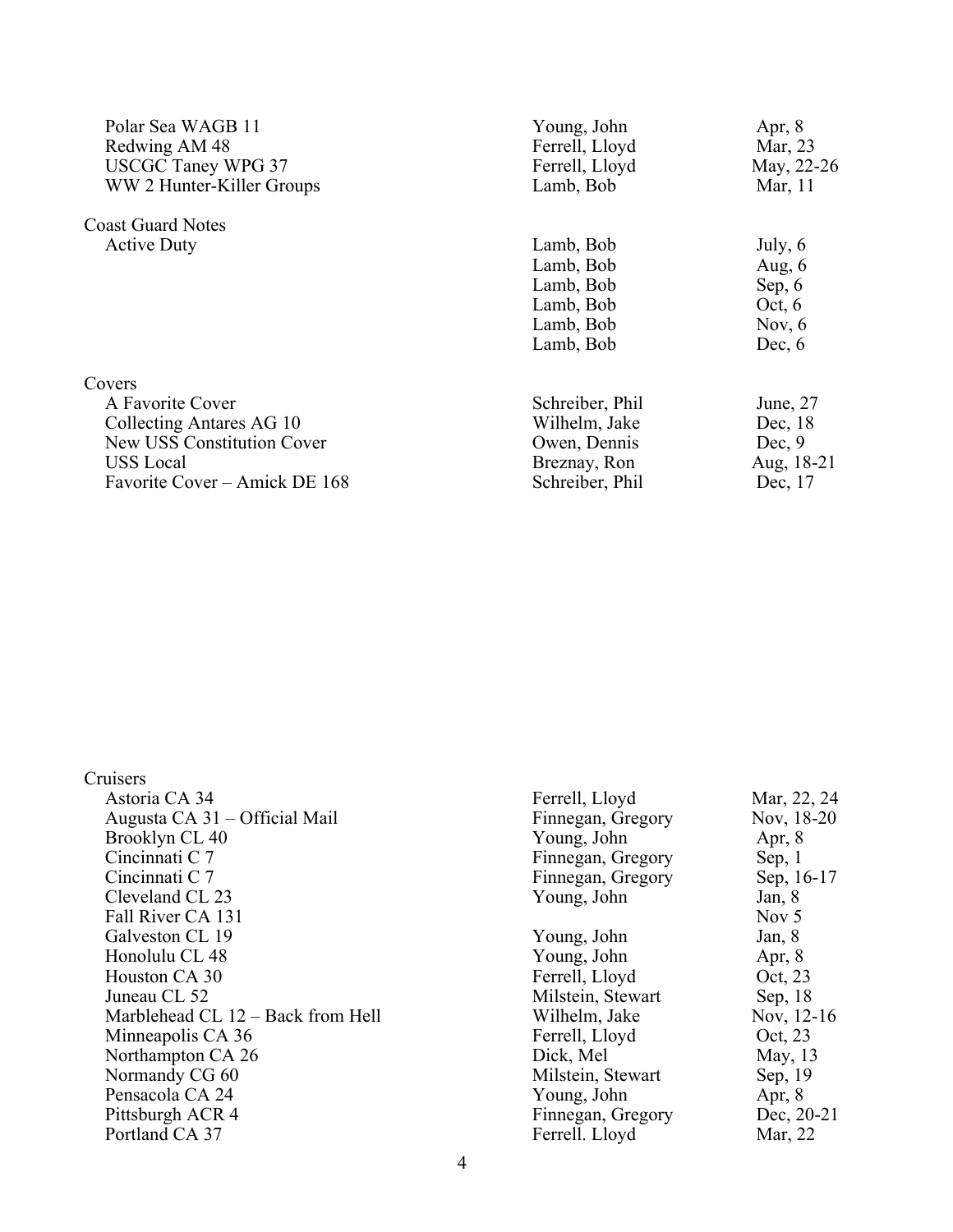| | | |
|---|---|---|
| Polar Sea WAGB 11 | Young, John | Apr, 8 |
| Redwing AM 48 | Ferrell, Lloyd | Mar, 23 |
| USCGC Taney WPG 37 | Ferrell, Lloyd | May, 22-26 |
| WW 2 Hunter-Killer Groups | Lamb, Bob | Mar, 11 |
| **Coast Guard Notes** | | |
| Active Duty | Lamb, Bob | July, 6 |
| | Lamb, Bob | Aug, 6 |
| | Lamb, Bob | Sep, 6 |
| | Lamb, Bob | Oct, 6 |
| | Lamb, Bob | Nov, 6 |
| | Lamb, Bob | Dec, 6 |
| **Covers** | | |
| A Favorite Cover | Schreiber, Phil | June, 27 |
| Collecting Antares AG 10 | Wilhelm, Jake | Dec, 18 |
| New USS Constitution Cover | Owen, Dennis | Dec, 9 |
| USS Local | Breznay, Ron | Aug, 18-21 |
| Favorite Cover – Amick DE 168 | Schreiber, Phil | Dec, 17 |
| **Cruisers** | | |
| Astoria CA 34 | Ferrell, Lloyd | Mar, 22, 24 |
| Augusta CA 31 – Official Mail | Finnegan, Gregory | Nov, 18-20 |
| Brooklyn CL 40 | Young, John | Apr, 8 |
| Cincinnati C 7 | Finnegan, Gregory | Sep, 1 |
| Cincinnati C 7 | Finnegan, Gregory | Sep, 16-17 |
| Cleveland CL 23 | Young, John | Jan, 8 |
| Fall River CA 131 | | Nov 5 |
| Galveston CL 19 | Young, John | Jan, 8 |
| Honolulu CL 48 | Young, John | Apr, 8 |
| Houston CA 30 | Ferrell, Lloyd | Oct, 23 |
| Juneau CL 52 | Milstein, Stewart | Sep, 18 |
| Marblehead CL 12 – Back from Hell | Wilhelm, Jake | Nov, 12-16 |
| Minneapolis CA 36 | Ferrell, Lloyd | Oct, 23 |
| Northampton CA 26 | Dick, Mel | May, 13 |
| Normandy CG 60 | Milstein, Stewart | Sep, 19 |
| Pensacola CA 24 | Young, John | Apr, 8 |
| Pittsburgh ACR 4 | Finnegan, Gregory | Dec, 20-21 |
| Portland CA 37 | Ferrell. Lloyd | Mar, 22 |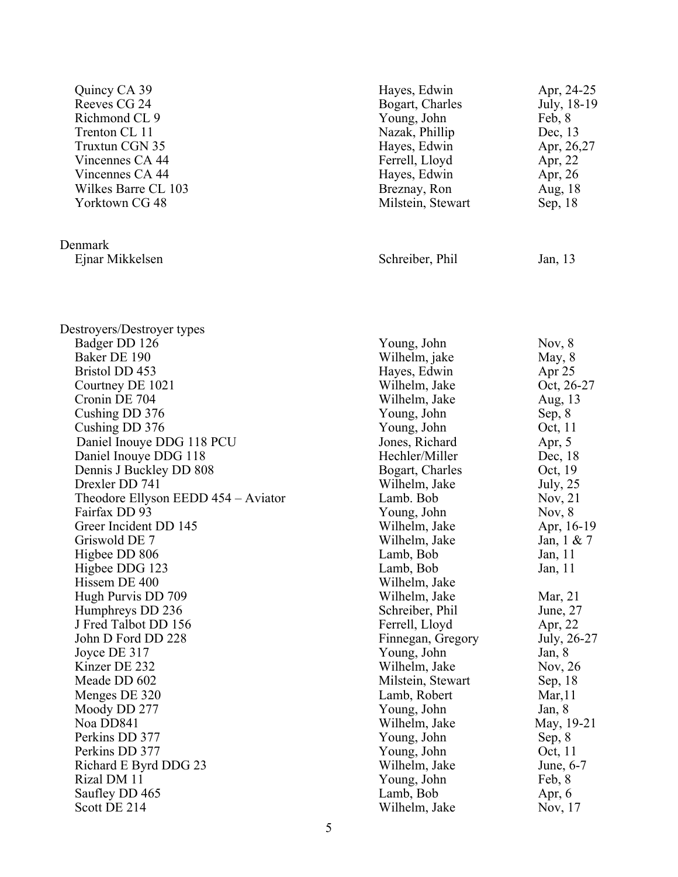| | | |
|---|---|---|
| Quincy CA 39 | Hayes, Edwin | Apr, 24-25 |
| Reeves CG 24 | Bogart, Charles | July, 18-19 |
| Richmond CL 9 | Young, John | Feb, 8 |
| Trenton CL 11 | Nazak, Phillip | Dec, 13 |
| Truxtun CGN 35 | Hayes, Edwin | Apr, 26,27 |
| Vincennes CA 44 | Ferrell, Lloyd | Apr, 22 |
| Vincennes CA 44 | Hayes, Edwin | Apr, 26 |
| Wilkes Barre CL 103 | Breznay, Ron | Aug, 18 |
| Yorktown CG 48 | Milstein, Stewart | Sep, 18 |

Denmark

| | | |
|---|---|---|
| Ejnar Mikkelsen | Schreiber, Phil | Jan, 13 |

Destroyers/Destroyer types

| | | |
|---|---|---|
| Badger DD 126 | Young, John | Nov, 8 |
| Baker DE 190 | Wilhelm, jake | May, 8 |
| Bristol DD 453 | Hayes, Edwin | Apr 25 |
| Courtney DE 1021 | Wilhelm, Jake | Oct, 26-27 |
| Cronin DE 704 | Wilhelm, Jake | Aug, 13 |
| Cushing DD 376 | Young, John | Sep, 8 |
| Cushing DD 376 | Young, John | Oct, 11 |
| Daniel Inouye DDG 118 PCU | Jones, Richard | Apr, 5 |
| Daniel Inouye DDG 118 | Hechler/Miller | Dec, 18 |
| Dennis J Buckley DD 808 | Bogart, Charles | Oct, 19 |
| Drexler DD 741 | Wilhelm, Jake | July, 25 |
| Theodore Ellyson EEDD 454 – Aviator | Lamb. Bob | Nov, 21 |
| Fairfax DD 93 | Young, John | Nov, 8 |
| Greer Incident DD 145 | Wilhelm, Jake | Apr, 16-19 |
| Griswold DE 7 | Wilhelm, Jake | Jan, 1 & 7 |
| Higbee DD 806 | Lamb, Bob | Jan, 11 |
| Higbee DDG 123 | Lamb, Bob | Jan, 11 |
| Hissem DE 400 | Wilhelm, Jake | |
| Hugh Purvis DD 709 | Wilhelm, Jake | Mar, 21 |
| Humphreys DD 236 | Schreiber, Phil | June, 27 |
| J Fred Talbot DD 156 | Ferrell, Lloyd | Apr, 22 |
| John D Ford DD 228 | Finnegan, Gregory | July, 26-27 |
| Joyce DE 317 | Young, John | Jan, 8 |
| Kinzer DE 232 | Wilhelm, Jake | Nov, 26 |
| Meade DD 602 | Milstein, Stewart | Sep, 18 |
| Menges DE 320 | Lamb, Robert | Mar,11 |
| Moody DD 277 | Young, John | Jan, 8 |
| Noa DD841 | Wilhelm, Jake | May, 19-21 |
| Perkins DD 377 | Young, John | Sep, 8 |
| Perkins DD 377 | Young, John | Oct, 11 |
| Richard E Byrd DDG 23 | Wilhelm, Jake | June, 6-7 |
| Rizal DM 11 | Young, John | Feb, 8 |
| Saufley DD 465 | Lamb, Bob | Apr, 6 |
| Scott DE 214 | Wilhelm, Jake | Nov, 17 |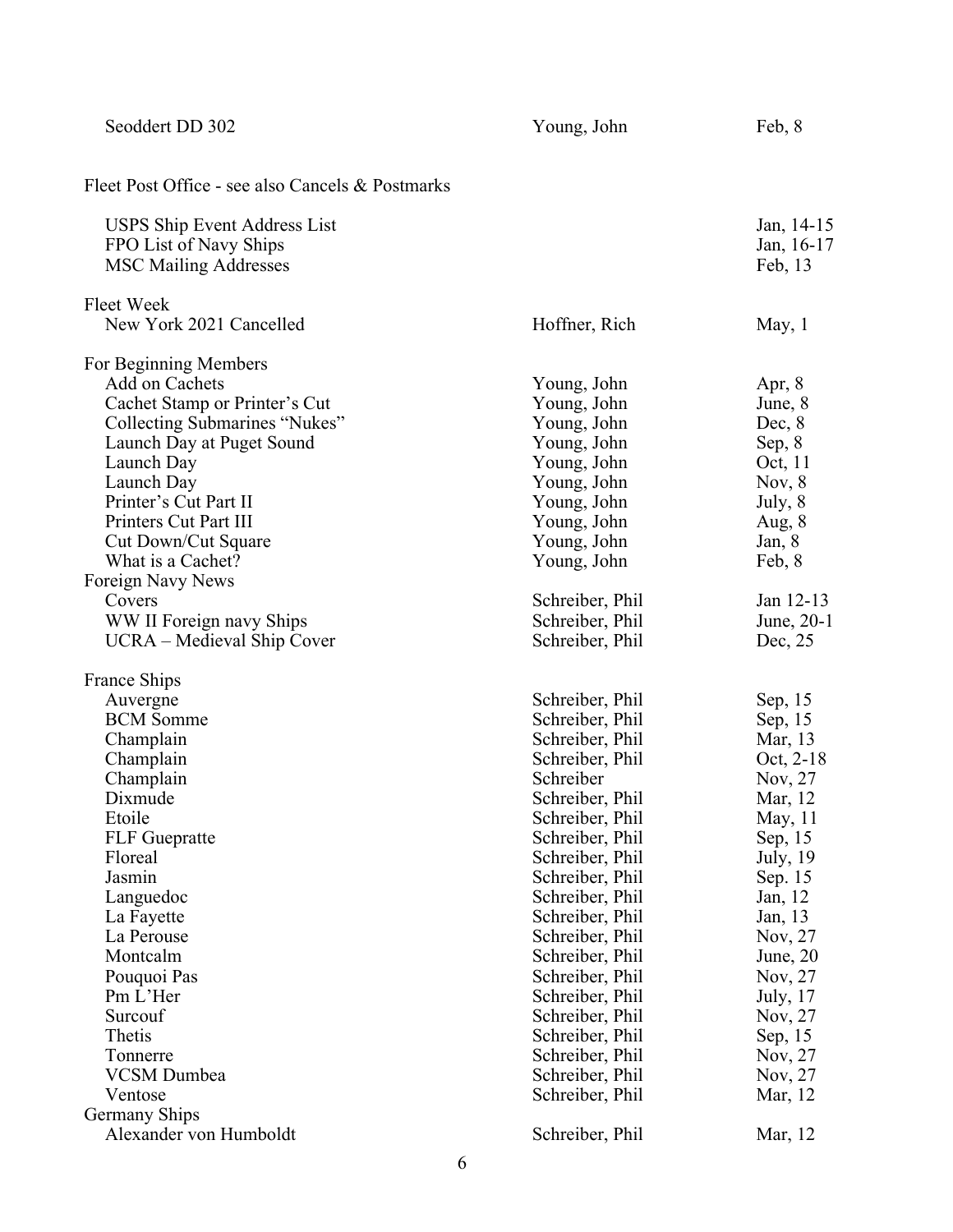| Subject | Author | Issue, Page |
|---|---|---|
| Seoddert DD 302 | Young, John | Feb, 8 |
| | | |
| Fleet Post Office - see also Cancels & Postmarks | | |
| USPS Ship Event Address List | | Jan, 14-15 |
| FPO List of Navy Ships | | Jan, 16-17 |
| MSC Mailing Addresses | | Feb, 13 |
| | | |
| Fleet Week | | |
| New York 2021 Cancelled | Hoffner, Rich | May, 1 |
| | | |
| For Beginning Members | | |
| Add on Cachets | Young, John | Apr, 8 |
| Cachet Stamp or Printer's Cut | Young, John | June, 8 |
| Collecting Submarines "Nukes" | Young, John | Dec, 8 |
| Launch Day at Puget Sound | Young, John | Sep, 8 |
| Launch Day | Young, John | Oct, 11 |
| Launch Day | Young, John | Nov, 8 |
| Printer's Cut Part II | Young, John | July, 8 |
| Printers Cut Part III | Young, John | Aug, 8 |
| Cut Down/Cut Square | Young, John | Jan, 8 |
| What is a Cachet? | Young, John | Feb, 8 |
| Foreign Navy News | | |
| Covers | Schreiber, Phil | Jan 12-13 |
| WW II Foreign navy Ships | Schreiber, Phil | June, 20-1 |
| UCRA – Medieval Ship Cover | Schreiber, Phil | Dec, 25 |
| | | |
| France Ships | | |
| Auvergne | Schreiber, Phil | Sep, 15 |
| BCM Somme | Schreiber, Phil | Sep, 15 |
| Champlain | Schreiber, Phil | Mar, 13 |
| Champlain | Schreiber, Phil | Oct, 2-18 |
| Champlain | Schreiber | Nov, 27 |
| Dixmude | Schreiber, Phil | Mar, 12 |
| Etoile | Schreiber, Phil | May, 11 |
| FLF Gueppratte | Schreiber, Phil | Sep, 15 |
| Floreal | Schreiber, Phil | July, 19 |
| Jasmin | Schreiber, Phil | Sep. 15 |
| Languedoc | Schreiber, Phil | Jan, 12 |
| La Fayette | Schreiber, Phil | Jan, 13 |
| La Perouse | Schreiber, Phil | Nov, 27 |
| Montcalm | Schreiber, Phil | June, 20 |
| Pouquoi Pas | Schreiber, Phil | Nov, 27 |
| Pm L'Her | Schreiber, Phil | July, 17 |
| Surcouf | Schreiber, Phil | Nov, 27 |
| Thetis | Schreiber, Phil | Sep, 15 |
| Tonnerre | Schreiber, Phil | Nov, 27 |
| VCSM Dumbea | Schreiber, Phil | Nov, 27 |
| Ventose | Schreiber, Phil | Mar, 12 |
| Germany Ships | | |
| Alexander von Humboldt | Schreiber, Phil | Mar, 12 |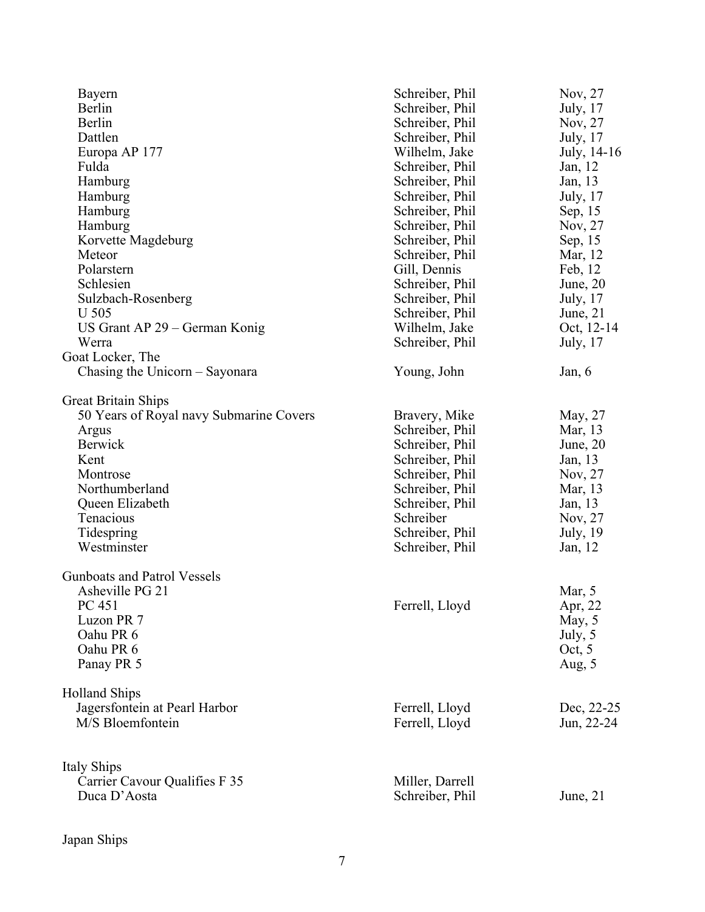| Topic | Author | Issue, Page |
|---|---|---|
| Bayern | Schreiber, Phil | Nov, 27 |
| Berlin | Schreiber, Phil | July, 17 |
| Berlin | Schreiber, Phil | Nov, 27 |
| Dattlen | Schreiber, Phil | July, 17 |
| Europa AP 177 | Wilhelm, Jake | July, 14-16 |
| Fulda | Schreiber, Phil | Jan, 12 |
| Hamburg | Schreiber, Phil | Jan, 13 |
| Hamburg | Schreiber, Phil | July, 17 |
| Hamburg | Schreiber, Phil | Sep, 15 |
| Hamburg | Schreiber, Phil | Nov, 27 |
| Korvette Magdeburg | Schreiber, Phil | Sep, 15 |
| Meteor | Schreiber, Phil | Mar, 12 |
| Polarstern | Gill, Dennis | Feb, 12 |
| Schlesien | Schreiber, Phil | June, 20 |
| Sulzbach-Rosenberg | Schreiber, Phil | July, 17 |
| U 505 | Schreiber, Phil | June, 21 |
| US Grant AP 29 – German Konig | Wilhelm, Jake | Oct, 12-14 |
| Werra | Schreiber, Phil | July, 17 |
| **Goat Locker, The** | | |
| Chasing the Unicorn – Sayonara | Young, John | Jan, 6 |
| **Great Britain Ships** | | |
| 50 Years of Royal navy Submarine Covers | Bravery, Mike | May, 27 |
| Argus | Schreiber, Phil | Mar, 13 |
| Berwick | Schreiber, Phil | June, 20 |
| Kent | Schreiber, Phil | Jan, 13 |
| Montrose | Schreiber, Phil | Nov, 27 |
| Northumberland | Schreiber, Phil | Mar, 13 |
| Queen Elizabeth | Schreiber, Phil | Jan, 13 |
| Tenacious | Schreiber | Nov, 27 |
| Tidespring | Schreiber, Phil | July, 19 |
| Westminster | Schreiber, Phil | Jan, 12 |
| **Gunboats and Patrol Vessels** | | |
| Asheville PG 21 | | Mar, 5 |
| PC 451 | Ferrell, Lloyd | Apr, 22 |
| Luzon PR 7 | | May, 5 |
| Oahu PR 6 | | July, 5 |
| Oahu PR 6 | | Oct, 5 |
| Panay PR 5 | | Aug, 5 |
| **Holland Ships** | | |
| Jagersfontein at Pearl Harbor | Ferrell, Lloyd | Dec, 22-25 |
| M/S Bloemfontein | Ferrell, Lloyd | Jun, 22-24 |
| **Italy Ships** | | |
| Carrier Cavour Qualifies F 35 | Miller, Darrell | |
| Duca D'Aosta | Schreiber, Phil | June, 21 |
| **Japan Ships** | | |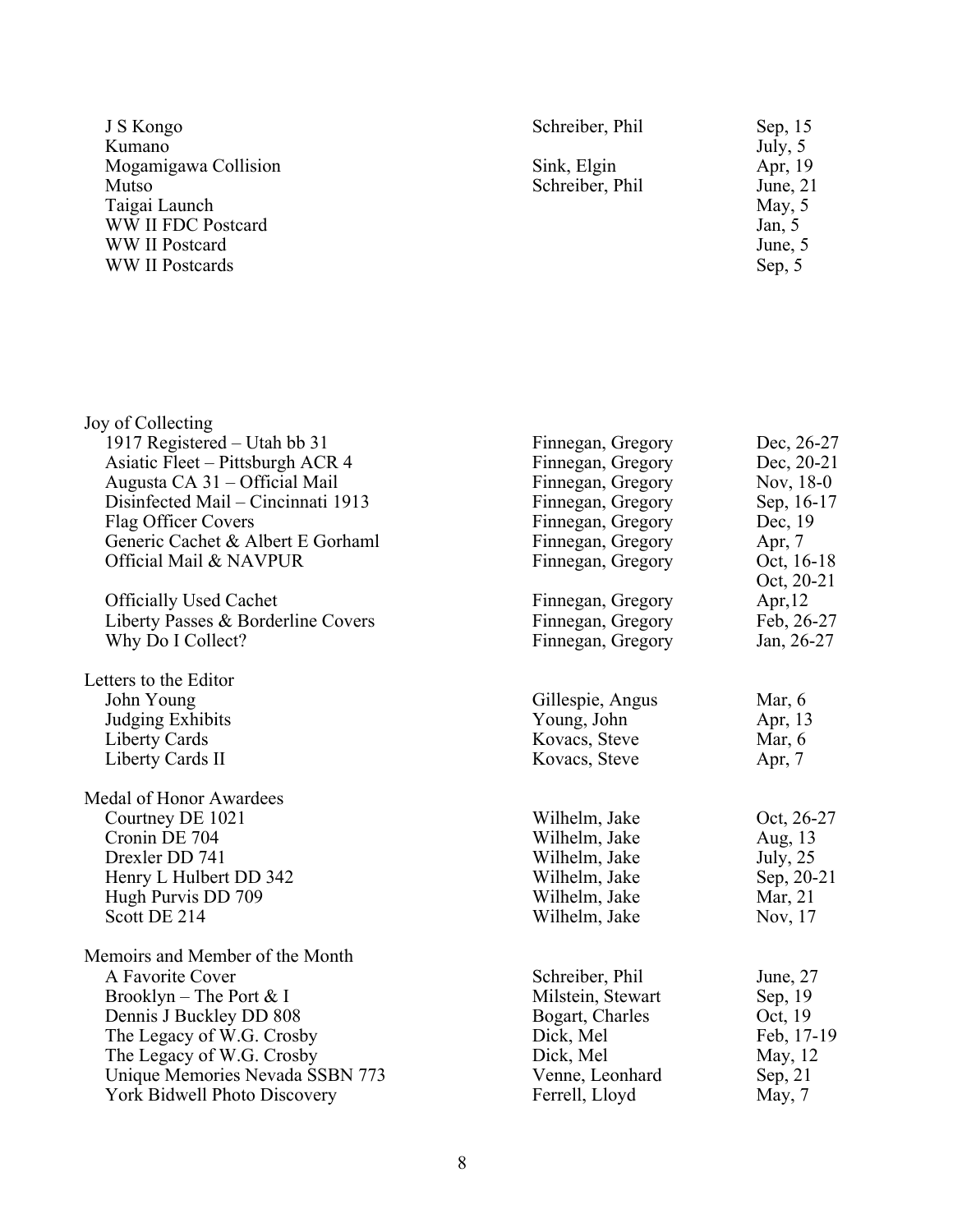| | | |
|---|---|---|
| J S Kongo | Schreiber, Phil | Sep, 15 |
| Kumano | | July, 5 |
| Mogamigawa Collision | Sink, Elgin | Apr, 19 |
| Mutso | Schreiber, Phil | June, 21 |
| Taigai Launch | | May, 5 |
| WW II FDC Postcard | | Jan, 5 |
| WW II Postcard | | June, 5 |
| WW II Postcards | | Sep, 5 |

| | | |
|---|---|---|
| **Joy of Collecting** | | |
| 1917 Registered – Utah bb 31 | Finnegan, Gregory | Dec, 26-27 |
| Asiatic Fleet – Pittsburgh ACR 4 | Finnegan, Gregory | Dec, 20-21 |
| Augusta CA 31 – Official Mail | Finnegan, Gregory | Nov, 18-0 |
| Disinfected Mail – Cincinnati 1913 | Finnegan, Gregory | Sep, 16-17 |
| Flag Officer Covers | Finnegan, Gregory | Dec, 19 |
| Generic Cachet & Albert E Gorhaml | Finnegan, Gregory | Apr, 7 |
| Official Mail & NAVPUR | Finnegan, Gregory | Oct, 16-18 |
| | | Oct, 20-21 |
| Officially Used Cachet | Finnegan, Gregory | Apr,12 |
| Liberty Passes & Borderline Covers | Finnegan, Gregory | Feb, 26-27 |
| Why Do I Collect? | Finnegan, Gregory | Jan, 26-27 |
| **Letters to the Editor** | | |
| John Young | Gillespie, Angus | Mar, 6 |
| Judging Exhibits | Young, John | Apr, 13 |
| Liberty Cards | Kovacs, Steve | Mar, 6 |
| Liberty Cards II | Kovacs, Steve | Apr, 7 |
| **Medal of Honor Awardees** | | |
| Courtney DE 1021 | Wilhelm, Jake | Oct, 26-27 |
| Cronin DE 704 | Wilhelm, Jake | Aug, 13 |
| Drexler DD 741 | Wilhelm, Jake | July, 25 |
| Henry L Hulbert DD 342 | Wilhelm, Jake | Sep, 20-21 |
| Hugh Purvis DD 709 | Wilhelm, Jake | Mar, 21 |
| Scott DE 214 | Wilhelm, Jake | Nov, 17 |
| **Memoirs and Member of the Month** | | |
| A Favorite Cover | Schreiber, Phil | June, 27 |
| Brooklyn – The Port & I | Milstein, Stewart | Sep, 19 |
| Dennis J Buckley DD 808 | Bogart, Charles | Oct, 19 |
| The Legacy of W.G. Crosby | Dick, Mel | Feb, 17-19 |
| The Legacy of W.G. Crosby | Dick, Mel | May, 12 |
| Unique Memories Nevada SSBN 773 | Venne, Leonhard | Sep, 21 |
| York Bidwell Photo Discovery | Ferrell, Lloyd | May, 7 |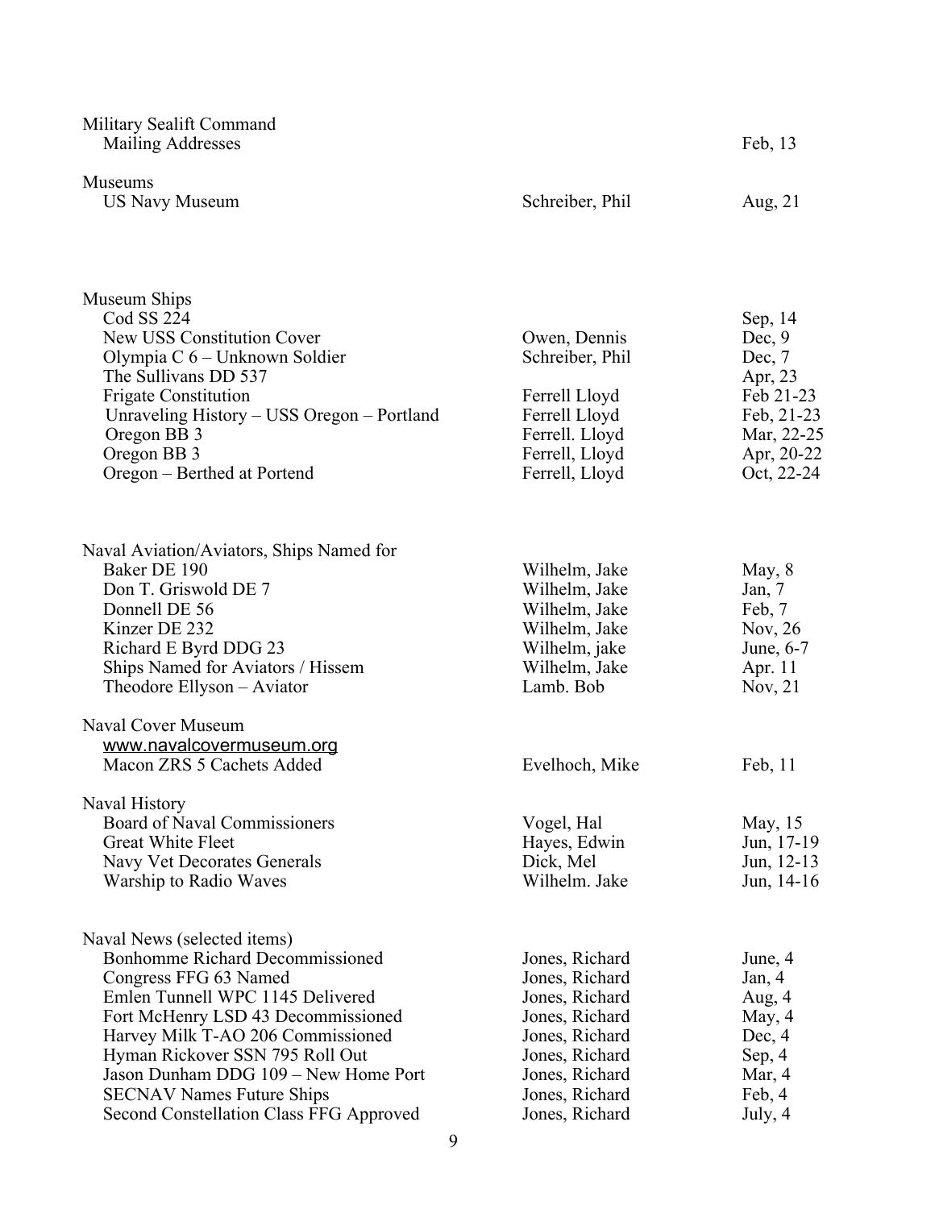| Topic | Author | Issue, Page |
|---|---|---|
| **Military Sealift Command** | | |
| Mailing Addresses | | Feb, 13 |
| **Museums** | | |
| US Navy Museum | Schreiber, Phil | Aug, 21 |
| **Museum Ships** | | |
| Cod SS 224 | | Sep, 14 |
| New USS Constitution Cover | Owen, Dennis | Dec, 9 |
| Olympia C 6 – Unknown Soldier | Schreiber, Phil | Dec, 7 |
| The Sullivans DD 537 | | Apr, 23 |
| Frigate Constitution | Ferrell Lloyd | Feb 21-23 |
| Unraveling History – USS Oregon – Portland | Ferrell Lloyd | Feb, 21-23 |
| Oregon BB 3 | Ferrell. Lloyd | Mar, 22-25 |
| Oregon BB 3 | Ferrell, Lloyd | Apr, 20-22 |
| Oregon – Berthed at Portend | Ferrell, Lloyd | Oct, 22-24 |
| **Naval Aviation/Aviators, Ships Named for** | | |
| Baker DE 190 | Wilhelm, Jake | May, 8 |
| Don T. Griswold DE 7 | Wilhelm, Jake | Jan, 7 |
| Donnell DE 56 | Wilhelm, Jake | Feb, 7 |
| Kinzer DE 232 | Wilhelm, Jake | Nov, 26 |
| Richard E Byrd DDG 23 | Wilhelm, jake | June, 6-7 |
| Ships Named for Aviators / Hissem | Wilhelm, Jake | Apr. 11 |
| Theodore Ellyson – Aviator | Lamb. Bob | Nov, 21 |
| **Naval Cover Museum** | | |
| www.navalcovermuseum.org | | |
| Macon ZRS 5 Cachets Added | Evelhoch, Mike | Feb, 11 |
| **Naval History** | | |
| Board of Naval Commissioners | Vogel, Hal | May, 15 |
| Great White Fleet | Hayes, Edwin | Jun, 17-19 |
| Navy Vet Decorates Generals | Dick, Mel | Jun, 12-13 |
| Warship to Radio Waves | Wilhelm. Jake | Jun, 14-16 |
| **Naval News (selected items)** | | |
| Bonhomme Richard Decommissioned | Jones, Richard | June, 4 |
| Congress FFG 63 Named | Jones, Richard | Jan, 4 |
| Emlen Tunnell WPC 1145 Delivered | Jones, Richard | Aug, 4 |
| Fort McHenry LSD 43 Decommissioned | Jones, Richard | May, 4 |
| Harvey Milk T-AO 206 Commissioned | Jones, Richard | Dec, 4 |
| Hyman Rickover SSN 795 Roll Out | Jones, Richard | Sep, 4 |
| Jason Dunham DDG 109 – New Home Port | Jones, Richard | Mar, 4 |
| SECNAV Names Future Ships | Jones, Richard | Feb, 4 |
| Second Constellation Class FFG Approved | Jones, Richard | July, 4 |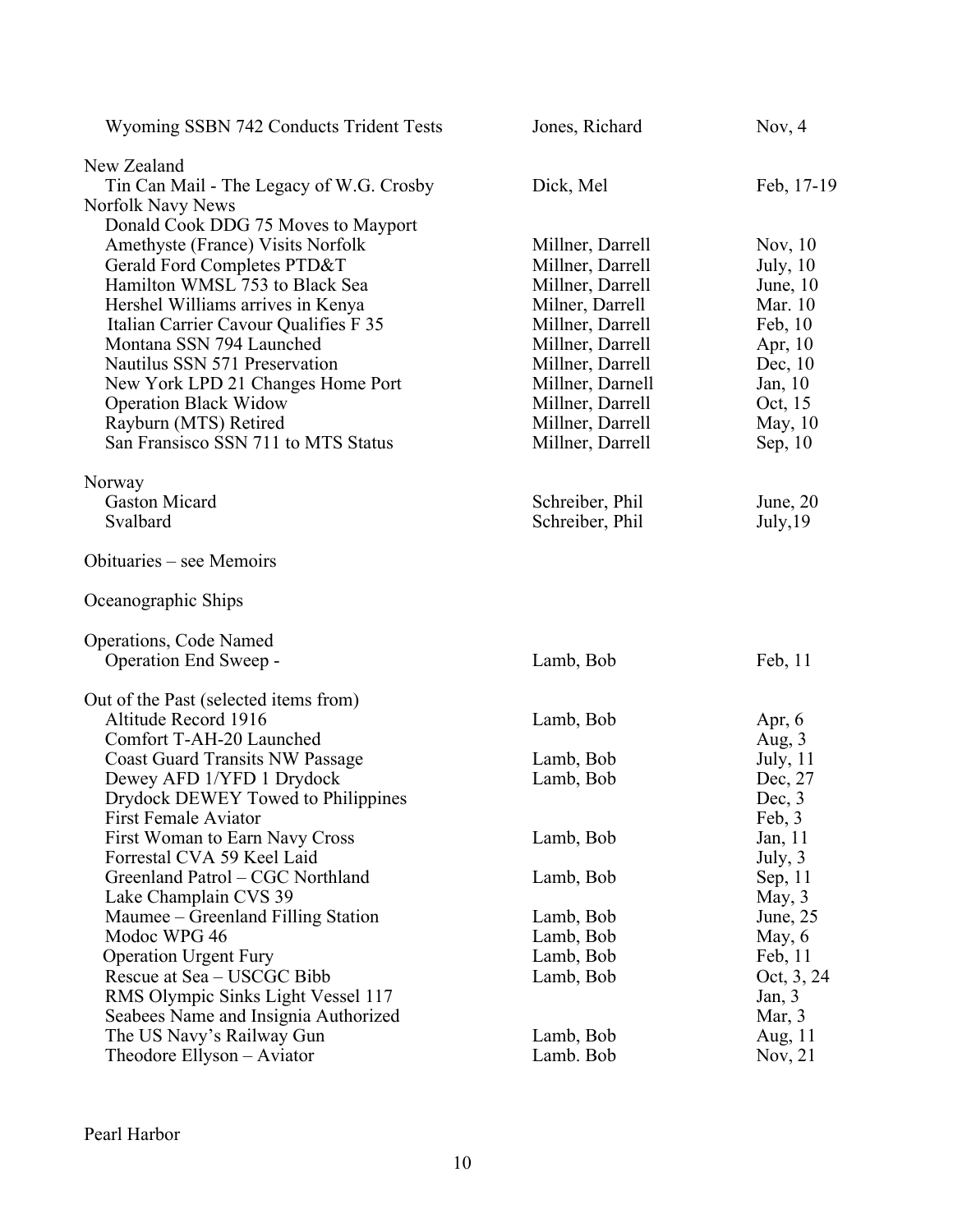| | | |
|---|---|---|
| Wyoming SSBN 742 Conducts Trident Tests | Jones, Richard | Nov, 4 |
| | | |
| New Zealand | | |
| Tin Can Mail - The Legacy of W.G. Crosby | Dick, Mel | Feb, 17-19 |
| Norfolk Navy News | | |
| Donald Cook DDG 75 Moves to Mayport | | |
| Amethyste (France) Visits Norfolk | Millner, Darrell | Nov, 10 |
| Gerald Ford Completes PTD&T | Millner, Darrell | July, 10 |
| Hamilton WMSL 753 to Black Sea | Millner, Darrell | June, 10 |
| Hershel Williams arrives in Kenya | Milner, Darrell | Mar. 10 |
| Italian Carrier Cavour Qualifies F 35 | Millner, Darrell | Feb, 10 |
| Montana SSN 794 Launched | Millner, Darrell | Apr, 10 |
| Nautilus SSN 571 Preservation | Millner, Darrell | Dec, 10 |
| New York LPD 21 Changes Home Port | Millner, Darnell | Jan, 10 |
| Operation Black Widow | Millner, Darrell | Oct, 15 |
| Rayburn (MTS) Retired | Millner, Darrell | May, 10 |
| San Fransisco SSN 711 to MTS Status | Millner, Darrell | Sep, 10 |
| | | |
| Norway | | |
| Gaston Micard | Schreiber, Phil | June, 20 |
| Svalbard | Schreiber, Phil | July,19 |
| | | |
| Obituaries – see Memoirs | | |
| | | |
| Oceanographic Ships | | |
| | | |
| Operations, Code Named | | |
| Operation End Sweep - | Lamb, Bob | Feb, 11 |
| | | |
| Out of the Past (selected items from) | | |
| Altitude Record 1916 | Lamb, Bob | Apr, 6 |
| Comfort T-AH-20 Launched | | Aug, 3 |
| Coast Guard Transits NW Passage | Lamb, Bob | July, 11 |
| Dewey AFD 1/YFD 1 Drydock | Lamb, Bob | Dec, 27 |
| Drydock DEWEY Towed to Philippines | | Dec, 3 |
| First Female Aviator | | Feb, 3 |
| First Woman to Earn Navy Cross | Lamb, Bob | Jan, 11 |
| Forrestal CVA 59 Keel Laid | | July, 3 |
| Greenland Patrol – CGC Northland | Lamb, Bob | Sep, 11 |
| Lake Champlain CVS 39 | | May, 3 |
| Maumee – Greenland Filling Station | Lamb, Bob | June, 25 |
| Modoc WPG 46 | Lamb, Bob | May, 6 |
| Operation Urgent Fury | Lamb, Bob | Feb, 11 |
| Rescue at Sea – USCGC Bibb | Lamb, Bob | Oct, 3, 24 |
| RMS Olympic Sinks Light Vessel 117 | | Jan, 3 |
| Seabees Name and Insignia Authorized | | Mar, 3 |
| The US Navy's Railway Gun | Lamb, Bob | Aug, 11 |
| Theodore Ellyson – Aviator | Lamb. Bob | Nov, 21 |
| | | |
| Pearl Harbor | | |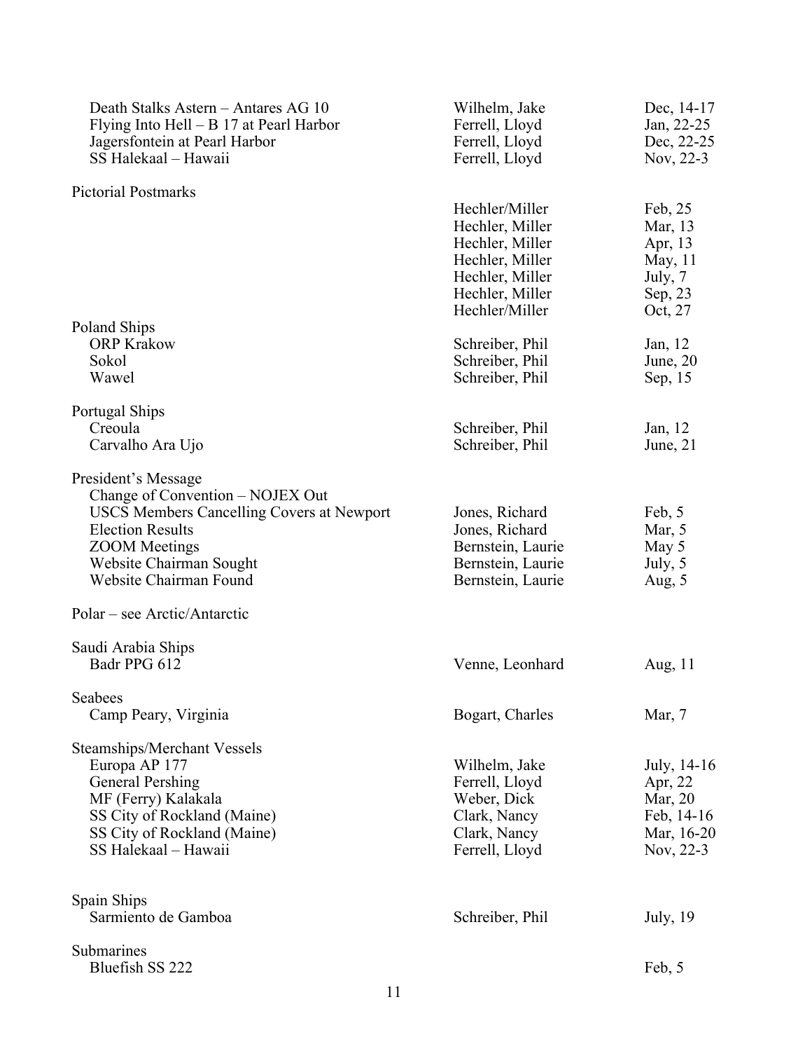| Title | Author | Issue |
|---|---|---|
| Death Stalks Astern – Antares AG 10 | Wilhelm, Jake | Dec, 14-17 |
| Flying Into Hell – B 17 at Pearl Harbor | Ferrell, Lloyd | Jan, 22-25 |
| Jagersfontein at Pearl Harbor | Ferrell, Lloyd | Dec, 22-25 |
| SS Halekaal – Hawaii | Ferrell, Lloyd | Nov, 22-3 |
| | | |
| **Pictorial Postmarks** | | |
| | Hechler/Miller | Feb, 25 |
| | Hechler, Miller | Mar, 13 |
| | Hechler, Miller | Apr, 13 |
| | Hechler, Miller | May, 11 |
| | Hechler, Miller | July, 7 |
| | Hechler, Miller | Sep, 23 |
| | Hechler/Miller | Oct, 27 |
| **Poland Ships** | | |
| ORP Krakow | Schreiber, Phil | Jan, 12 |
| Sokol | Schreiber, Phil | June, 20 |
| Wawel | Schreiber, Phil | Sep, 15 |
| | | |
| **Portugal Ships** | | |
| Creoula | Schreiber, Phil | Jan, 12 |
| Carvalho Ara Ujo | Schreiber, Phil | June, 21 |
| | | |
| **President's Message** | | |
| Change of Convention – NOJEX Out | | |
| USCS Members Cancelling Covers at Newport | Jones, Richard | Feb, 5 |
| Election Results | Jones, Richard | Mar, 5 |
| ZOOM Meetings | Bernstein, Laurie | May 5 |
| Website Chairman Sought | Bernstein, Laurie | July, 5 |
| Website Chairman Found | Bernstein, Laurie | Aug, 5 |
| | | |
| **Polar – see Arctic/Antarctic** | | |
| | | |
| **Saudi Arabia Ships** | | |
| Badr PPG 612 | Venne, Leonhard | Aug, 11 |
| | | |
| **Seabees** | | |
| Camp Peary, Virginia | Bogart, Charles | Mar, 7 |
| | | |
| **Steamships/Merchant Vessels** | | |
| Europa AP 177 | Wilhelm, Jake | July, 14-16 |
| General Pershing | Ferrell, Lloyd | Apr, 22 |
| MF (Ferry) Kalakala | Weber, Dick | Mar, 20 |
| SS City of Rockland (Maine) | Clark, Nancy | Feb, 14-16 |
| SS City of Rockland (Maine) | Clark, Nancy | Mar, 16-20 |
| SS Halekaal – Hawaii | Ferrell, Lloyd | Nov, 22-3 |
| | | |
| **Spain Ships** | | |
| Sarmiento de Gamboa | Schreiber, Phil | July, 19 |
| | | |
| **Submarines** | | |
| Bluefish SS 222 | | Feb, 5 |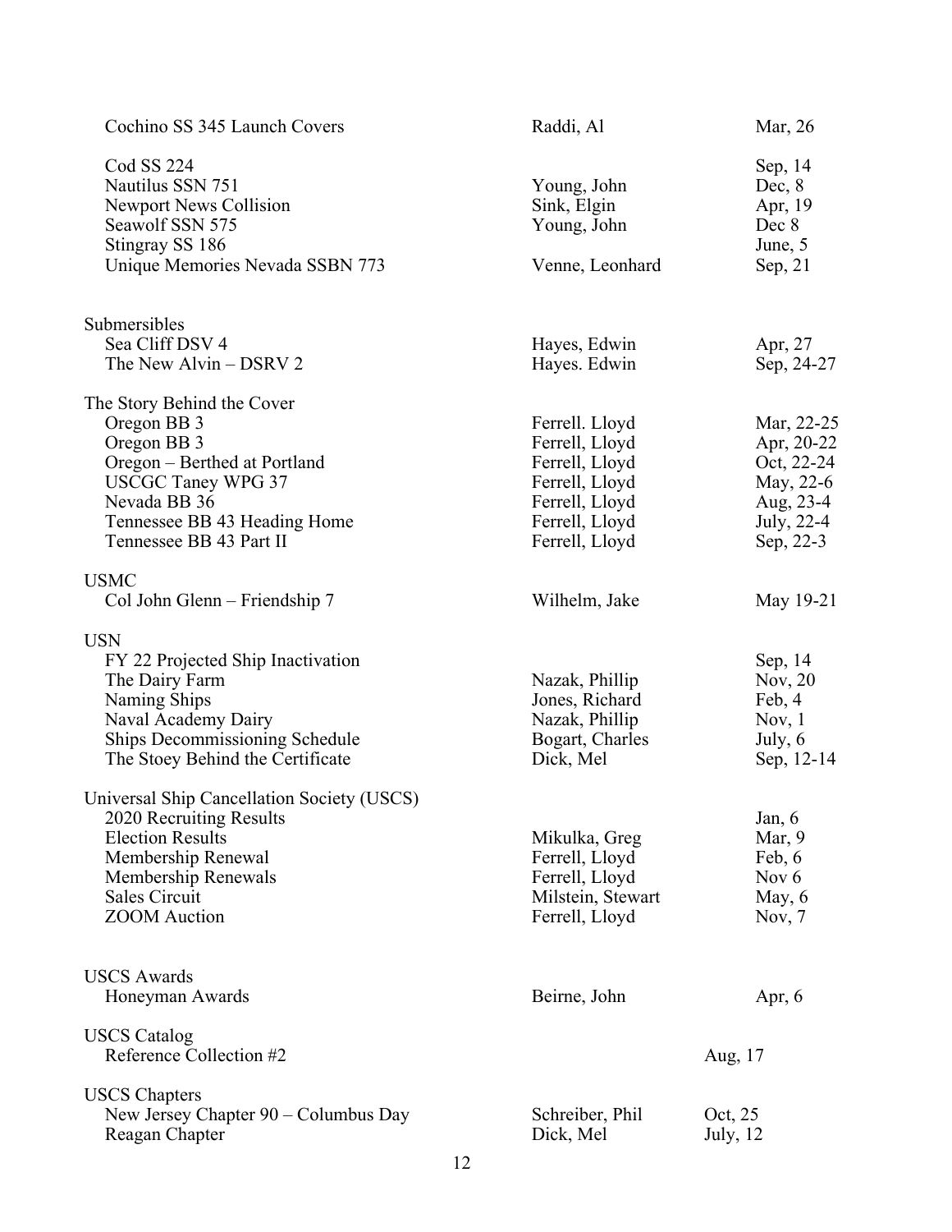| | | |
|---|---|---|
| Cochino SS 345 Launch Covers | Raddi, Al | Mar, 26 |
| Cod SS 224 | | Sep, 14 |
| Nautilus SSN 751 | Young, John | Dec, 8 |
| Newport News Collision | Sink, Elgin | Apr, 19 |
| Seawolf SSN 575 | Young, John | Dec 8 |
| Stingray SS 186 | | June, 5 |
| Unique Memories Nevada SSBN 773 | Venne, Leonhard | Sep, 21 |
| **Submersibles** | | |
| Sea Cliff DSV 4 | Hayes, Edwin | Apr, 27 |
| The New Alvin – DSRV 2 | Hayes. Edwin | Sep, 24-27 |
| **The Story Behind the Cover** | | |
| Oregon BB 3 | Ferrell. Lloyd | Mar, 22-25 |
| Oregon BB 3 | Ferrell, Lloyd | Apr, 20-22 |
| Oregon – Berthed at Portland | Ferrell, Lloyd | Oct, 22-24 |
| USCGC Taney WPG 37 | Ferrell, Lloyd | May, 22-6 |
| Nevada BB 36 | Ferrell, Lloyd | Aug, 23-4 |
| Tennessee BB 43 Heading Home | Ferrell, Lloyd | July, 22-4 |
| Tennessee BB 43 Part II | Ferrell, Lloyd | Sep, 22-3 |
| **USMC** | | |
| Col John Glenn – Friendship 7 | Wilhelm, Jake | May 19-21 |
| **USN** | | |
| FY 22 Projected Ship Inactivation | | Sep, 14 |
| The Dairy Farm | Nazak, Phillip | Nov, 20 |
| Naming Ships | Jones, Richard | Feb, 4 |
| Naval Academy Dairy | Nazak, Phillip | Nov, 1 |
| Ships Decommissioning Schedule | Bogart, Charles | July, 6 |
| The Stoey Behind the Certificate | Dick, Mel | Sep, 12-14 |
| **Universal Ship Cancellation Society (USCS)** | | |
| 2020 Recruiting Results | | Jan, 6 |
| Election Results | Mikulka, Greg | Mar, 9 |
| Membership Renewal | Ferrell, Lloyd | Feb, 6 |
| Membership Renewals | Ferrell, Lloyd | Nov 6 |
| Sales Circuit | Milstein, Stewart | May, 6 |
| ZOOM Auction | Ferrell, Lloyd | Nov, 7 |
| **USCS Awards** | | |
| Honeyman Awards | Beirne, John | Apr, 6 |
| **USCS Catalog** | | |
| Reference Collection #2 | | Aug, 17 |
| **USCS Chapters** | | |
| New Jersey Chapter 90 – Columbus Day | Schreiber, Phil | Oct, 25 |
| Reagan Chapter | Dick, Mel | July, 12 |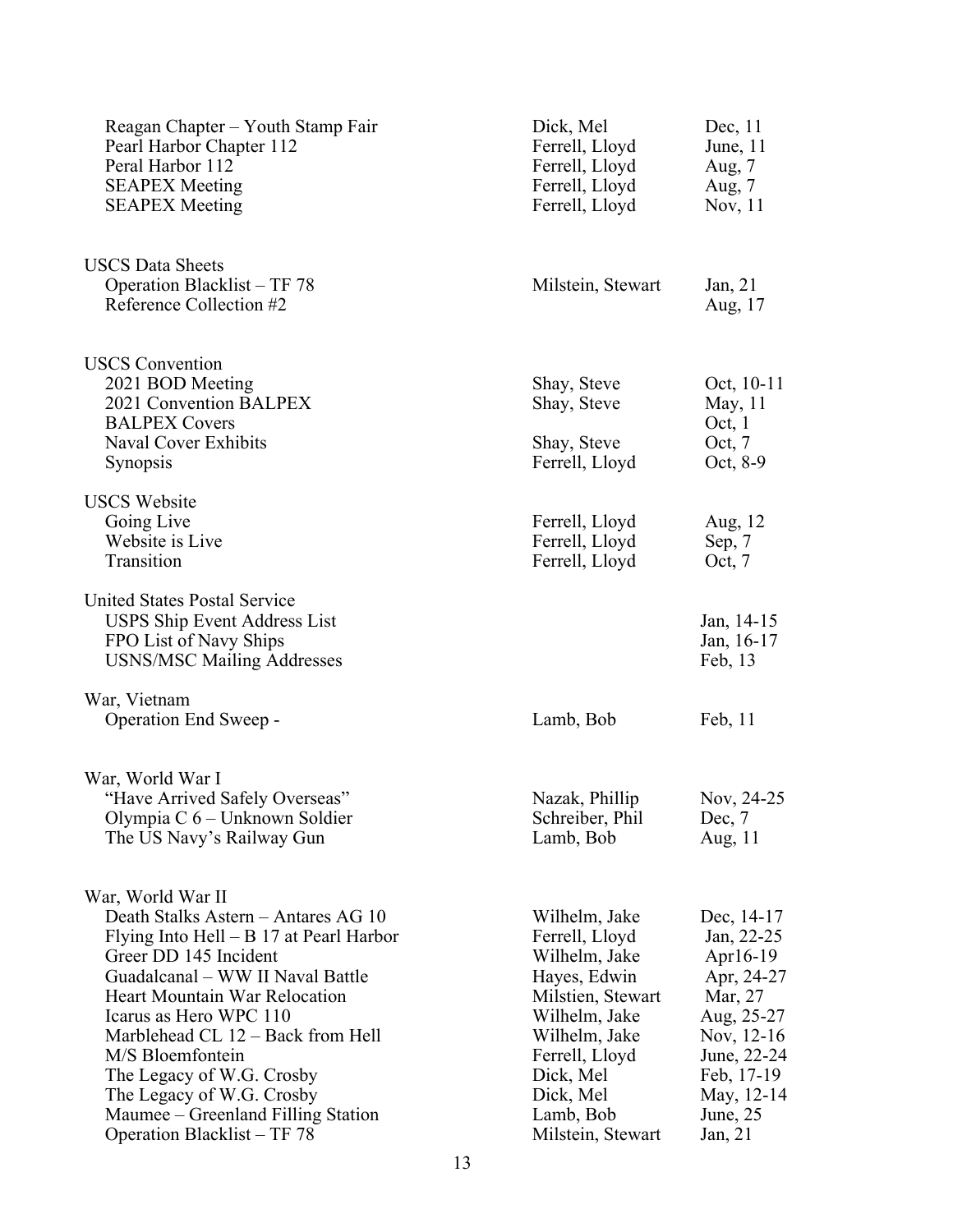| Subject | Author | Issue, Page |
|---|---|---|
| Reagan Chapter – Youth Stamp Fair | Dick, Mel | Dec, 11 |
| Pearl Harbor Chapter 112 | Ferrell, Lloyd | June, 11 |
| Peral Harbor 112 | Ferrell, Lloyd | Aug, 7 |
| SEAPEX Meeting | Ferrell, Lloyd | Aug, 7 |
| SEAPEX Meeting | Ferrell, Lloyd | Nov, 11 |
| **USCS Data Sheets** | | |
| Operation Blacklist – TF 78 | Milstein, Stewart | Jan, 21 |
| Reference Collection #2 | | Aug, 17 |
| **USCS Convention** | | |
| 2021 BOD Meeting | Shay, Steve | Oct, 10-11 |
| 2021 Convention BALPEX | Shay, Steve | May, 11 |
| BALPEX Covers | | Oct, 1 |
| Naval Cover Exhibits | Shay, Steve | Oct, 7 |
| Synopsis | Ferrell, Lloyd | Oct, 8-9 |
| **USCS Website** | | |
| Going Live | Ferrell, Lloyd | Aug, 12 |
| Website is Live | Ferrell, Lloyd | Sep, 7 |
| Transition | Ferrell, Lloyd | Oct, 7 |
| **United States Postal Service** | | |
| USPS Ship Event Address List | | Jan, 14-15 |
| FPO List of Navy Ships | | Jan, 16-17 |
| USNS/MSC Mailing Addresses | | Feb, 13 |
| **War, Vietnam** | | |
| Operation End Sweep - | Lamb, Bob | Feb, 11 |
| **War, World War I** | | |
| "Have Arrived Safely Overseas" | Nazak, Phillip | Nov, 24-25 |
| Olympia C 6 – Unknown Soldier | Schreiber, Phil | Dec, 7 |
| The US Navy's Railway Gun | Lamb, Bob | Aug, 11 |
| **War, World War II** | | |
| Death Stalks Astern – Antares AG 10 | Wilhelm, Jake | Dec, 14-17 |
| Flying Into Hell – B 17 at Pearl Harbor | Ferrell, Lloyd | Jan, 22-25 |
| Greer DD 145 Incident | Wilhelm, Jake | Apr16-19 |
| Guadalcanal – WW II Naval Battle | Hayes, Edwin | Apr, 24-27 |
| Heart Mountain War Relocation | Milstien, Stewart | Mar, 27 |
| Icarus as Hero WPC 110 | Wilhelm, Jake | Aug, 25-27 |
| Marblehead CL 12 – Back from Hell | Wilhelm, Jake | Nov, 12-16 |
| M/S Bloemfontein | Ferrell, Lloyd | June, 22-24 |
| The Legacy of W.G. Crosby | Dick, Mel | Feb, 17-19 |
| The Legacy of W.G. Crosby | Dick, Mel | May, 12-14 |
| Maumee – Greenland Filling Station | Lamb, Bob | June, 25 |
| Operation Blacklist – TF 78 | Milstein, Stewart | Jan, 21 |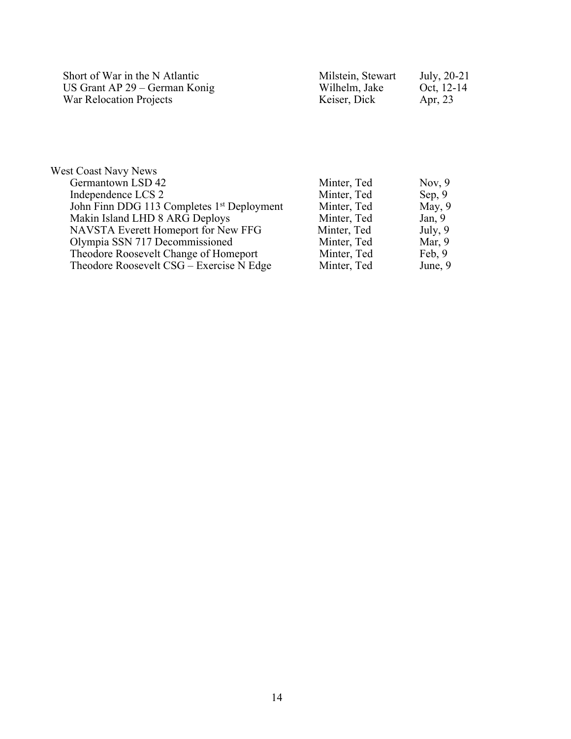| | | |
|---|---|---|
| Short of War in the N Atlantic | Milstein, Stewart | July, 20-21 |
| US Grant AP 29 – German Konig | Wilhelm, Jake | Oct, 12-14 |
| War Relocation Projects | Keiser, Dick | Apr, 23 |

West Coast Navy News

| | | |
|---|---|---|
| Germantown LSD 42 | Minter, Ted | Nov, 9 |
| Independence LCS 2 | Minter, Ted | Sep, 9 |
| John Finn DDG 113 Completes 1st Deployment | Minter, Ted | May, 9 |
| Makin Island LHD 8 ARG Deploys | Minter, Ted | Jan, 9 |
| NAVSTA Everett Homeport for New FFG | Minter, Ted | July, 9 |
| Olympia SSN 717 Decommissioned | Minter, Ted | Mar, 9 |
| Theodore Roosevelt Change of Homeport | Minter, Ted | Feb, 9 |
| Theodore Roosevelt CSG – Exercise N Edge | Minter, Ted | June, 9 |